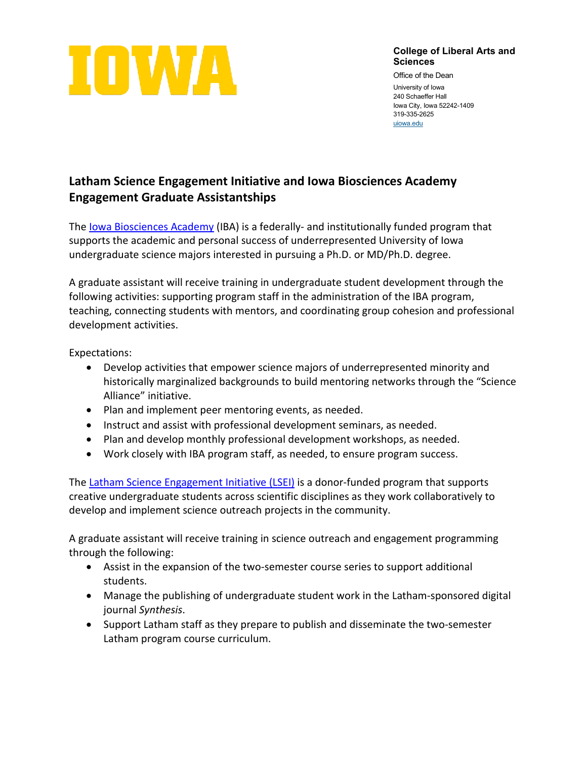IOWA

**College of Liberal Arts and Sciences**

Office of the Dean

University of Iowa
240 Schaeffer Hall
Iowa City, Iowa 52242-1409
319-335-2625
uiowa.edu

## Latham Science Engagement Initiative and Iowa Biosciences Academy Engagement Graduate Assistantships

The Iowa Biosciences Academy (IBA) is a federally- and institutionally funded program that supports the academic and personal success of underrepresented University of Iowa undergraduate science majors interested in pursuing a Ph.D. or MD/Ph.D. degree.

A graduate assistant will receive training in undergraduate student development through the following activities: supporting program staff in the administration of the IBA program, teaching, connecting students with mentors, and coordinating group cohesion and professional development activities.

Expectations:

- Develop activities that empower science majors of underrepresented minority and historically marginalized backgrounds to build mentoring networks through the "Science Alliance" initiative.
- Plan and implement peer mentoring events, as needed.
- Instruct and assist with professional development seminars, as needed.
- Plan and develop monthly professional development workshops, as needed.
- Work closely with IBA program staff, as needed, to ensure program success.

The Latham Science Engagement Initiative (LSEI) is a donor-funded program that supports creative undergraduate students across scientific disciplines as they work collaboratively to develop and implement science outreach projects in the community.

A graduate assistant will receive training in science outreach and engagement programming through the following:

- Assist in the expansion of the two-semester course series to support additional students.
- Manage the publishing of undergraduate student work in the Latham-sponsored digital journal *Synthesis*.
- Support Latham staff as they prepare to publish and disseminate the two-semester Latham program course curriculum.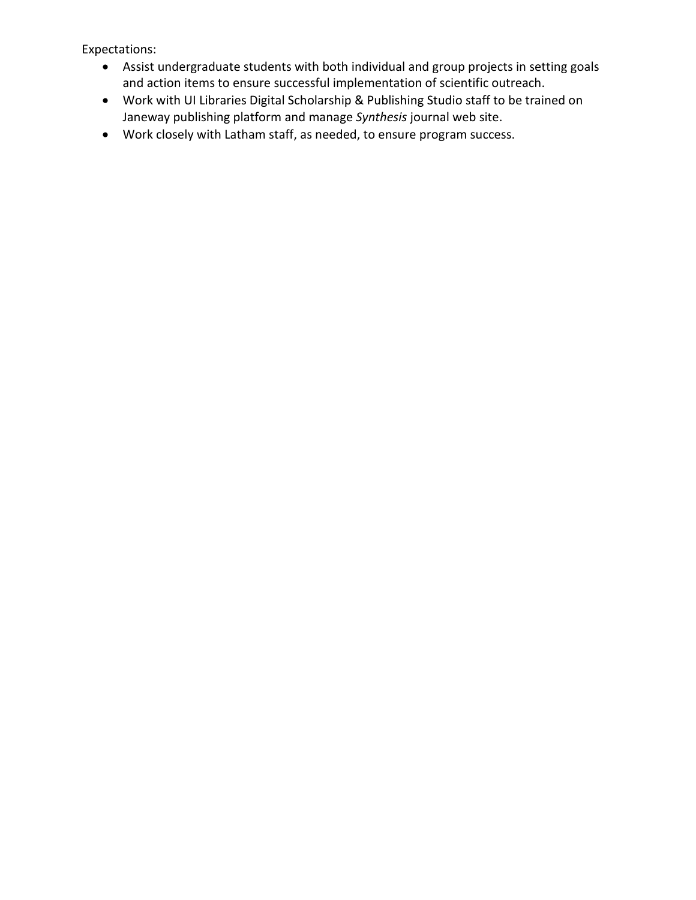Expectations:

- Assist undergraduate students with both individual and group projects in setting goals and action items to ensure successful implementation of scientific outreach.
- Work with UI Libraries Digital Scholarship & Publishing Studio staff to be trained on Janeway publishing platform and manage *Synthesis* journal web site.
- Work closely with Latham staff, as needed, to ensure program success.